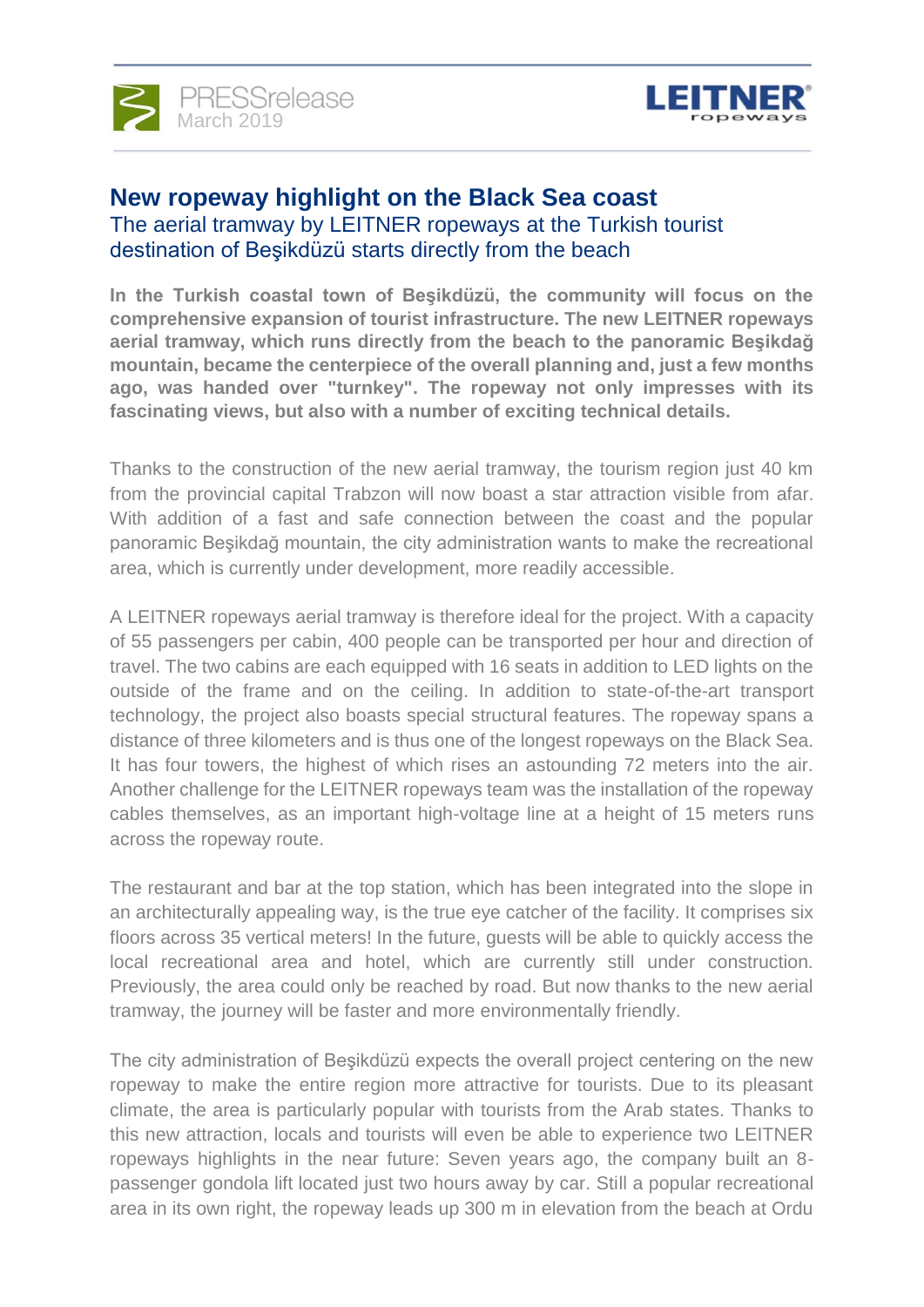PRESSrelease
March 2019

LEITNER ropeways

# New ropeway highlight on the Black Sea coast

## The aerial tramway by LEITNER ropeways at the Turkish tourist destination of Beşikdüzü starts directly from the beach

**In the Turkish coastal town of Beşikdüzü, the community will focus on the comprehensive expansion of tourist infrastructure. The new LEITNER ropeways aerial tramway, which runs directly from the beach to the panoramic Beşikdağ mountain, became the centerpiece of the overall planning and, just a few months ago, was handed over "turnkey". The ropeway not only impresses with its fascinating views, but also with a number of exciting technical details.**

Thanks to the construction of the new aerial tramway, the tourism region just 40 km from the provincial capital Trabzon will now boast a star attraction visible from afar. With addition of a fast and safe connection between the coast and the popular panoramic Beşikdağ mountain, the city administration wants to make the recreational area, which is currently under development, more readily accessible.

A LEITNER ropeways aerial tramway is therefore ideal for the project. With a capacity of 55 passengers per cabin, 400 people can be transported per hour and direction of travel. The two cabins are each equipped with 16 seats in addition to LED lights on the outside of the frame and on the ceiling. In addition to state-of-the-art transport technology, the project also boasts special structural features. The ropeway spans a distance of three kilometers and is thus one of the longest ropeways on the Black Sea. It has four towers, the highest of which rises an astounding 72 meters into the air. Another challenge for the LEITNER ropeways team was the installation of the ropeway cables themselves, as an important high-voltage line at a height of 15 meters runs across the ropeway route.

The restaurant and bar at the top station, which has been integrated into the slope in an architecturally appealing way, is the true eye catcher of the facility. It comprises six floors across 35 vertical meters! In the future, guests will be able to quickly access the local recreational area and hotel, which are currently still under construction. Previously, the area could only be reached by road. But now thanks to the new aerial tramway, the journey will be faster and more environmentally friendly.

The city administration of Beşikdüzü expects the overall project centering on the new ropeway to make the entire region more attractive for tourists. Due to its pleasant climate, the area is particularly popular with tourists from the Arab states. Thanks to this new attraction, locals and tourists will even be able to experience two LEITNER ropeways highlights in the near future: Seven years ago, the company built an 8-passenger gondola lift located just two hours away by car. Still a popular recreational area in its own right, the ropeway leads up 300 m in elevation from the beach at Ordu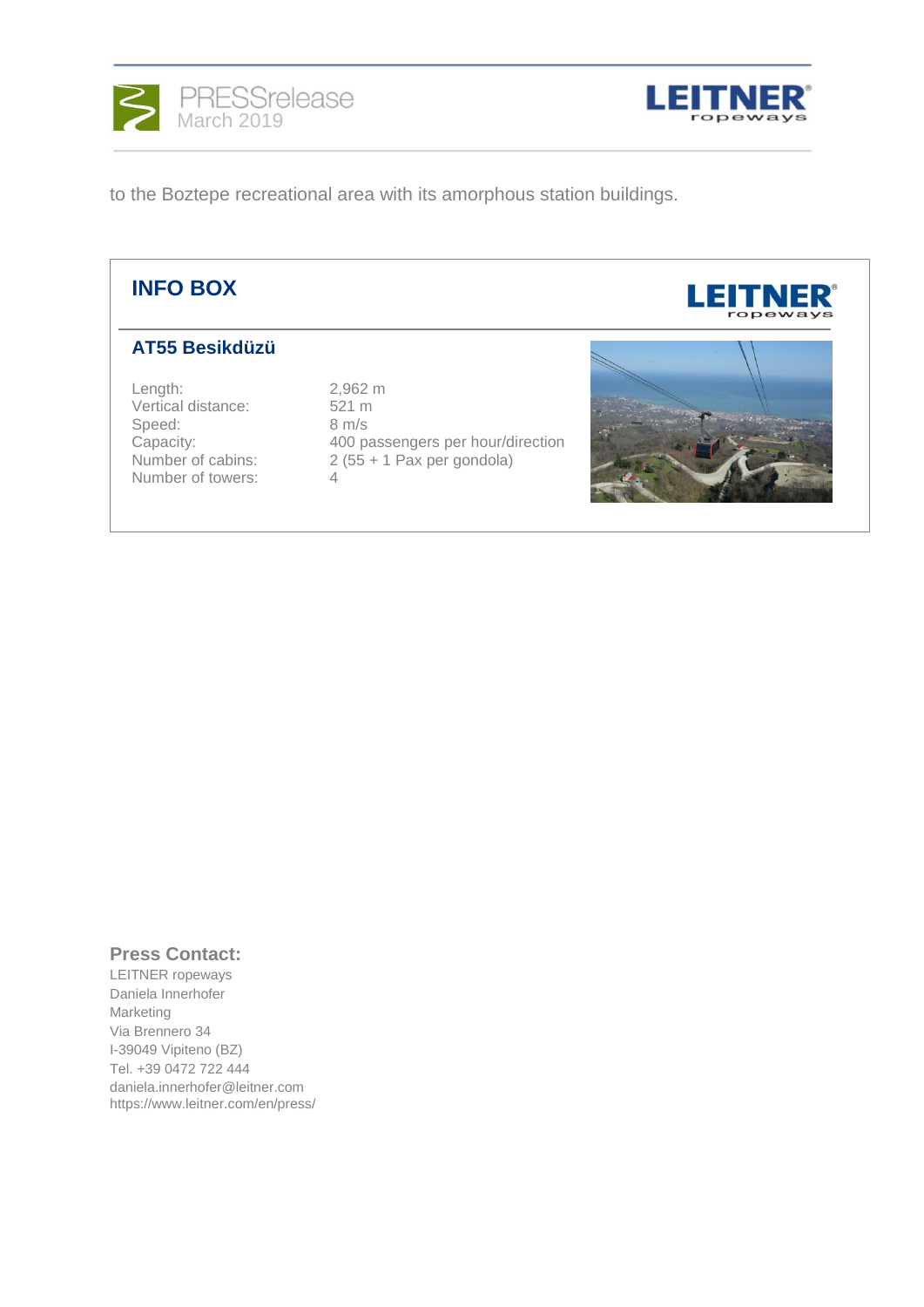to the Boztepe recreational area with its amorphous station buildings.

## INFO BOX

### AT55 Besikdüzü

| | |
|---|---|
| Length: | 2,962 m |
| Vertical distance: | 521 m |
| Speed: | 8 m/s |
| Capacity: | 400 passengers per hour/direction |
| Number of cabins: | 2 (55 + 1 Pax per gondola) |
| Number of towers: | 4 |

**Press Contact:**
LEITNER ropeways
Daniela Innerhofer
Marketing
Via Brennero 34
I-39049 Vipiteno (BZ)
Tel. +39 0472 722 444
daniela.innerhofer@leitner.com
https://www.leitner.com/en/press/